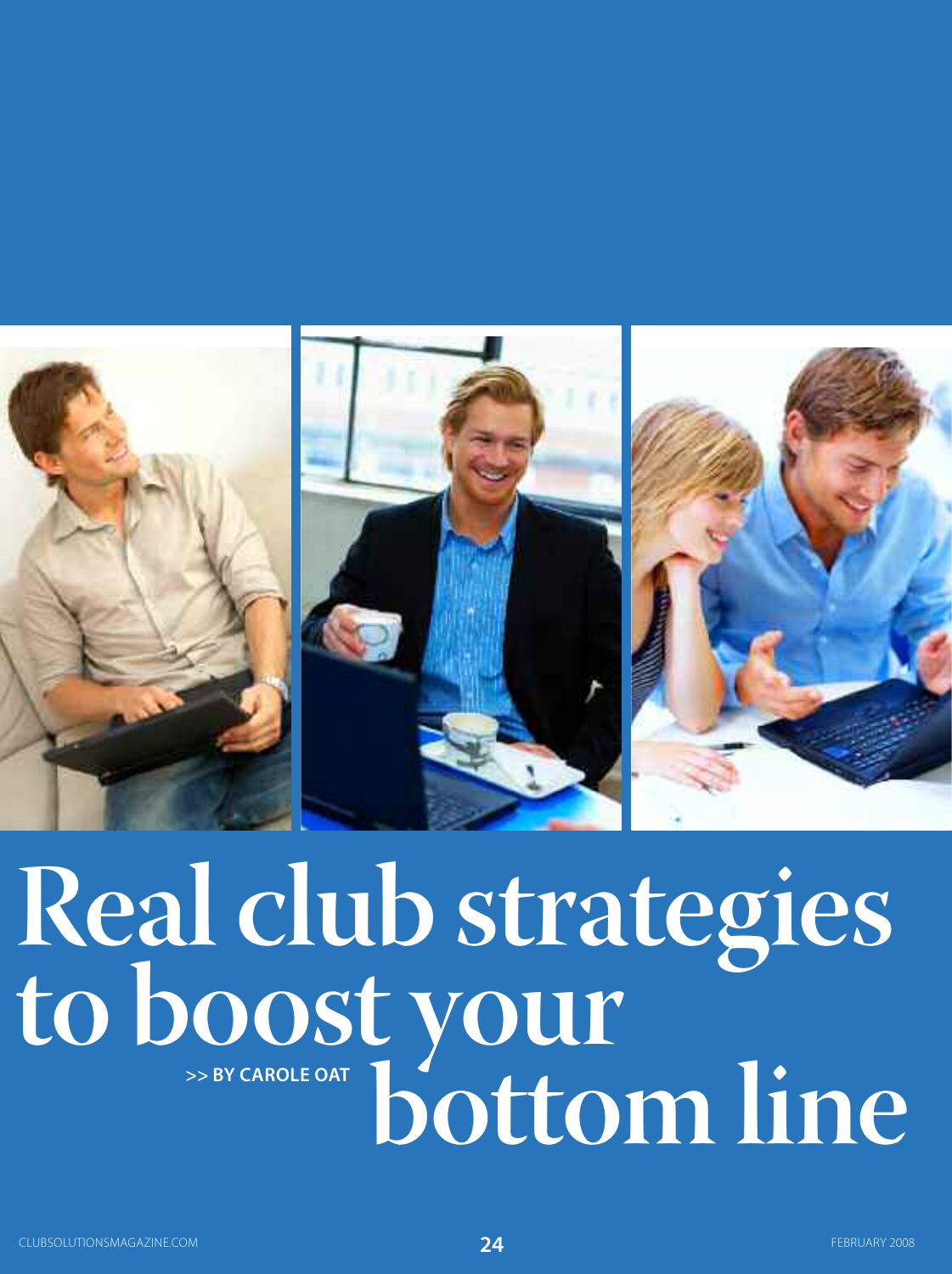# Real club strategies to boost your bottom line

>> BY CAROLE OAT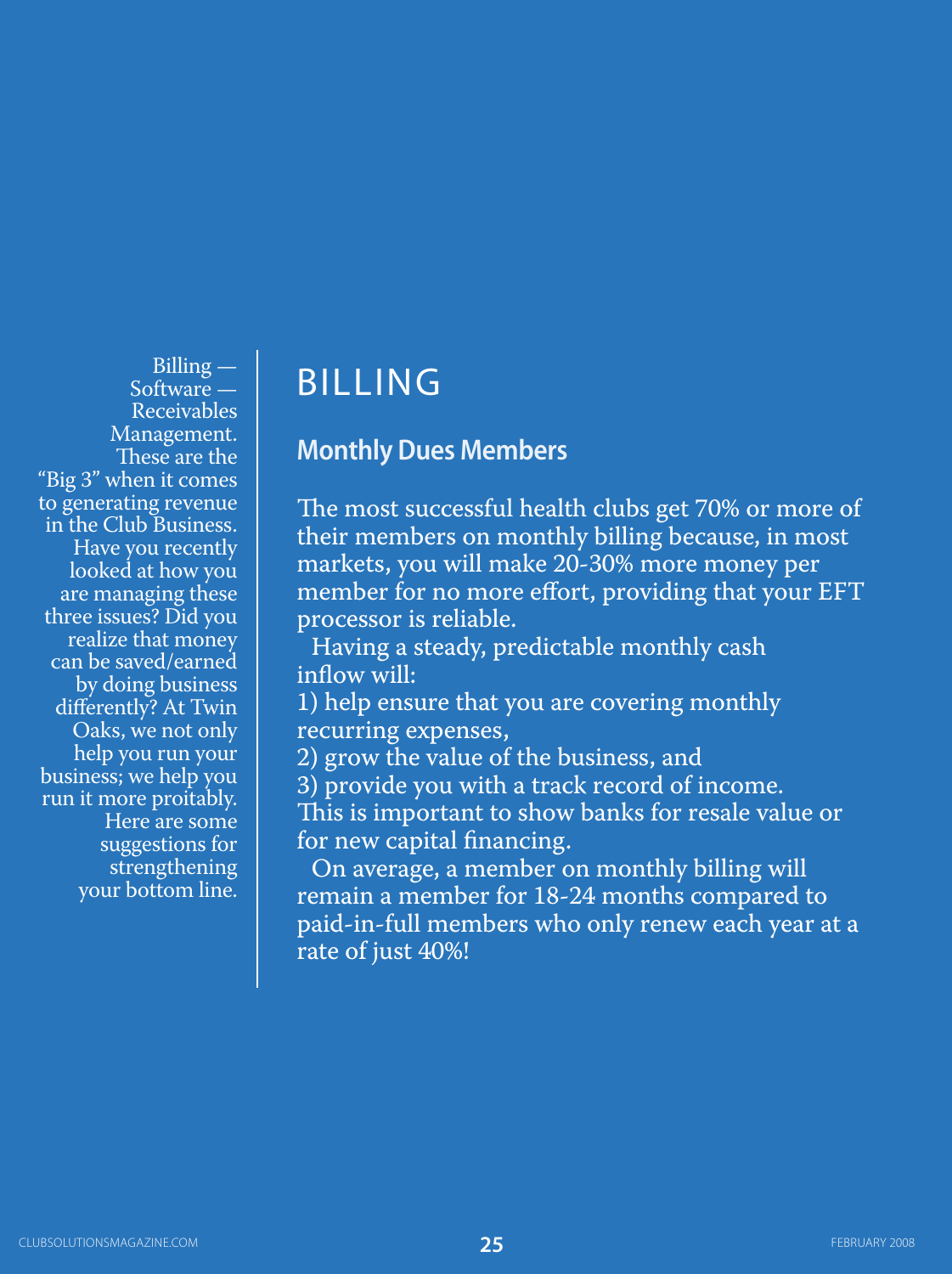Billing — Software — Receivables Management. These are the "Big 3" when it comes to generating revenue in the Club Business. Have you recently looked at how you are managing these three issues? Did you realize that money can be saved/earned by doing business differently? At Twin Oaks, we not only help you run your business; we help you run it more proitably. Here are some suggestions for strengthening your bottom line.

# BILLING

## Monthly Dues Members

The most successful health clubs get 70% or more of their members on monthly billing because, in most markets, you will make 20-30% more money per member for no more effort, providing that your EFT processor is reliable.

Having a steady, predictable monthly cash inflow will:

1) help ensure that you are covering monthly recurring expenses,
2) grow the value of the business, and
3) provide you with a track record of income.

This is important to show banks for resale value or for new capital financing.

On average, a member on monthly billing will remain a member for 18-24 months compared to paid-in-full members who only renew each year at a rate of just 40%!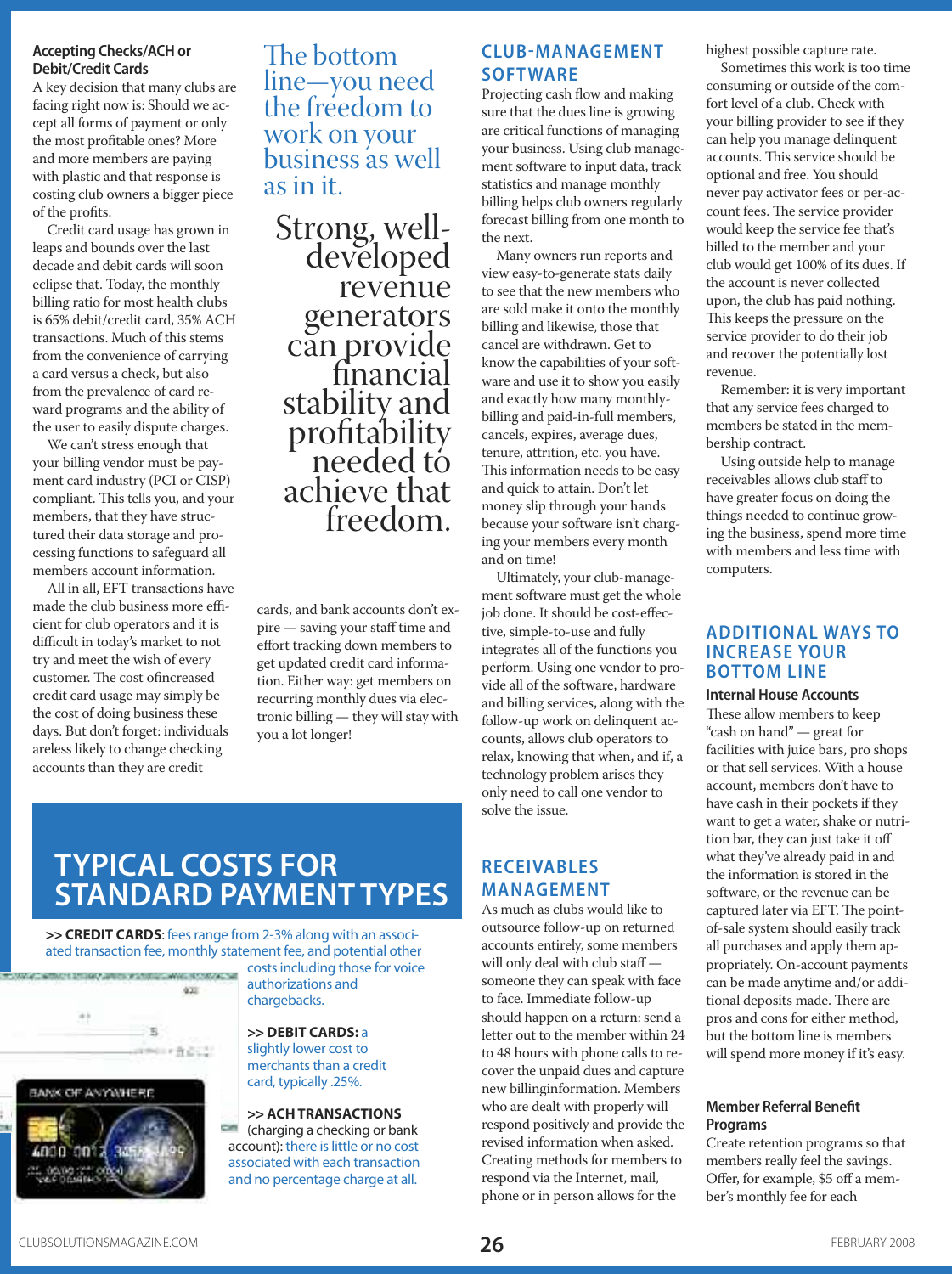### Accepting Checks/ACH or Debit/Credit Cards

A key decision that many clubs are facing right now is: Should we accept all forms of payment or only the most profitable ones? More and more members are paying with plastic and that response is costing club owners a bigger piece of the profits.

Credit card usage has grown in leaps and bounds over the last decade and debit cards will soon eclipse that. Today, the monthly billing ratio for most health clubs is 65% debit/credit card, 35% ACH transactions. Much of this stems from the convenience of carrying a card versus a check, but also from the prevalence of card reward programs and the ability of the user to easily dispute charges.

We can't stress enough that your billing vendor must be payment card industry (PCI or CISP) compliant. This tells you, and your members, that they have structured their data storage and processing functions to safeguard all members account information.

All in all, EFT transactions have made the club business more efficient for club operators and it is difficult in today's market to not try and meet the wish of every customer. The cost ofincreased credit card usage may simply be the cost of doing business these days. But don't forget: individuals areless likely to change checking accounts than they are credit cards, and bank accounts don't expire — saving your staff time and effort tracking down members to get updated credit card information. Either way: get members on recurring monthly dues via electronic billing — they will stay with you a lot longer!

The bottom line—you need the freedom to work on your business as well as in it.

Strong, well-developed revenue generators can provide financial stability and profitability needed to achieve that freedom.

## TYPICAL COSTS FOR STANDARD PAYMENT TYPES

**>> CREDIT CARDS**: fees range from 2-3% along with an associated transaction fee, monthly statement fee, and potential other costs including those for voice authorizations and chargebacks.

**>> DEBIT CARDS:** a slightly lower cost to merchants than a credit card, typically .25%.

**>> ACH TRANSACTIONS** (charging a checking or bank account): there is little or no cost associated with each transaction and no percentage charge at all.

## CLUB-MANAGEMENT SOFTWARE

Projecting cash flow and making sure that the dues line is growing are critical functions of managing your business. Using club management software to input data, track statistics and manage monthly billing helps club owners regularly forecast billing from one month to the next.

Many owners run reports and view easy-to-generate stats daily to see that the new members who are sold make it onto the monthly billing and likewise, those that cancel are withdrawn. Get to know the capabilities of your software and use it to show you easily and exactly how many monthly-billing and paid-in-full members, cancels, expires, average dues, tenure, attrition, etc. you have. This information needs to be easy and quick to attain. Don't let money slip through your hands because your software isn't charging your members every month and on time!

Ultimately, your club-management software must get the whole job done. It should be cost-effective, simple-to-use and fully integrates all of the functions you perform. Using one vendor to provide all of the software, hardware and billing services, along with the follow-up work on delinquent accounts, allows club operators to relax, knowing that when, and if, a technology problem arises they only need to call one vendor to solve the issue.

## RECEIVABLES MANAGEMENT

As much as clubs would like to outsource follow-up on returned accounts entirely, some members will only deal with club staff — someone they can speak with face to face. Immediate follow-up should happen on a return: send a letter out to the member within 24 to 48 hours with phone calls to recover the unpaid dues and capture new billinginformation. Members who are dealt with properly will respond positively and provide the revised information when asked. Creating methods for members to respond via the Internet, mail, phone or in person allows for the highest possible capture rate.

Sometimes this work is too time consuming or outside of the comfort level of a club. Check with your billing provider to see if they can help you manage delinquent accounts. This service should be optional and free. You should never pay activator fees or per-account fees. The service provider would keep the service fee that's billed to the member and your club would get 100% of its dues. If the account is never collected upon, the club has paid nothing. This keeps the pressure on the service provider to do their job and recover the potentially lost revenue.

Remember: it is very important that any service fees charged to members be stated in the membership contract.

Using outside help to manage receivables allows club staff to have greater focus on doing the things needed to continue growing the business, spend more time with members and less time with computers.

## ADDITIONAL WAYS TO INCREASE YOUR BOTTOM LINE

### Internal House Accounts

These allow members to keep "cash on hand" — great for facilities with juice bars, pro shops or that sell services. With a house account, members don't have to have cash in their pockets if they want to get a water, shake or nutrition bar, they can just take it off what they've already paid in and the information is stored in the software, or the revenue can be captured later via EFT. The point-of-sale system should easily track all purchases and apply them appropriately. On-account payments can be made anytime and/or additional deposits made. There are pros and cons for either method, but the bottom line is members will spend more money if it's easy.

### Member Referral Benefit Programs

Create retention programs so that members really feel the savings. Offer, for example, $5 off a member's monthly fee for each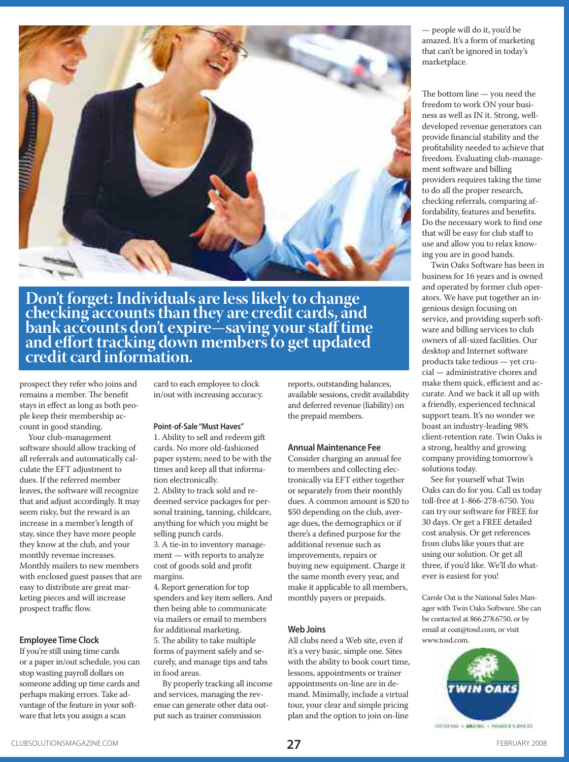**Don't forget: Individuals are less likely to change checking accounts than they are credit cards, and bank accounts don't expire—saving your staff time and effort tracking down members to get updated credit card information.**

prospect they refer who joins and remains a member. The benefit stays in effect as long as both people keep their membership account in good standing.

Your club-management software should allow tracking of all referrals and automatically calculate the EFT adjustment to dues. If the referred member leaves, the software will recognize that and adjust accordingly. It may seem risky, but the reward is an increase in a member's length of stay, since they have more people they know at the club, and your monthly revenue increases. Monthly mailers to new members with enclosed guest passes that are easy to distribute are great marketing pieces and will increase prospect traffic flow.

### Employee Time Clock

If you're still using time cards or a paper in/out schedule, you can stop wasting payroll dollars on someone adding up time cards and perhaps making errors. Take advantage of the feature in your software that lets you assign a scan card to each employee to clock in/out with increasing accuracy.

### Point-of-Sale "Must Haves"

1. Ability to sell and redeem gift cards. No more old-fashioned paper system; need to be with the times and keep all that information electronically.
2. Ability to track sold and redeemed service packages for personal training, tanning, childcare, anything for which you might be selling punch cards.
3. A tie-in to inventory management — with reports to analyze cost of goods sold and profit margins.
4. Report generation for top spenders and key item sellers. And then being able to communicate via mailers or email to members for additional marketing.
5. The ability to take multiple forms of payment safely and securely, and manage tips and tabs in food areas.

By properly tracking all income and services, managing the revenue can generate other data output such as trainer commission reports, outstanding balances, available sessions, credit availability and deferred revenue (liability) on the prepaid members.

### Annual Maintenance Fee

Consider charging an annual fee to members and collecting electronically via EFT either together or separately from their monthly dues. A common amount is $20 to $50 depending on the club, average dues, the demographics or if there's a defined purpose for the additional revenue such as improvements, repairs or buying new equipment. Charge it the same month every year, and make it applicable to all members, monthly payers or prepaids.

### Web Joins

All clubs need a Web site, even if it's a very basic, simple one. Sites with the ability to book court time, lessons, appointments or trainer appointments on-line are in demand. Minimally, include a virtual tour, your clear and simple pricing plan and the option to join on-line — people will do it, you'd be amazed. It's a form of marketing that can't be ignored in today's marketplace.

The bottom line — you need the freedom to work ON your business as well as IN it. Strong, well-developed revenue generators can provide financial stability and the profitability needed to achieve that freedom. Evaluating club-management software and billing providers requires taking the time to do all the proper research, checking referrals, comparing affordability, features and benefits. Do the necessary work to find one that will be easy for club staff to use and allow you to relax knowing you are in good hands.

Twin Oaks Software has been in business for 16 years and is owned and operated by former club operators. We have put together an ingenious design focusing on service, and providing superb software and billing services to club owners of all-sized facilities. Our desktop and Internet software products take tedious — yet crucial — administrative chores and make them quick, efficient and accurate. And we back it all up with a friendly, experienced technical support team. It's no wonder we boast an industry-leading 98% client-retention rate. Twin Oaks is a strong, healthy and growing company providing tomorrow's solutions today.

See for yourself what Twin Oaks can do for you. Call us today toll-free at 1-866-278-6750. You can try our software for FREE for 30 days. Or get a FREE detailed cost analysis. Or get references from clubs like yours that are using our solution. Or get all three, if you'd like. We'll do whatever is easiest for you!

Carole Oat is the National Sales Manager with Twin Oaks Software. She can be contacted at 866.278.6750, or by email at coat@tosd.com, or visit www.tosd.com.